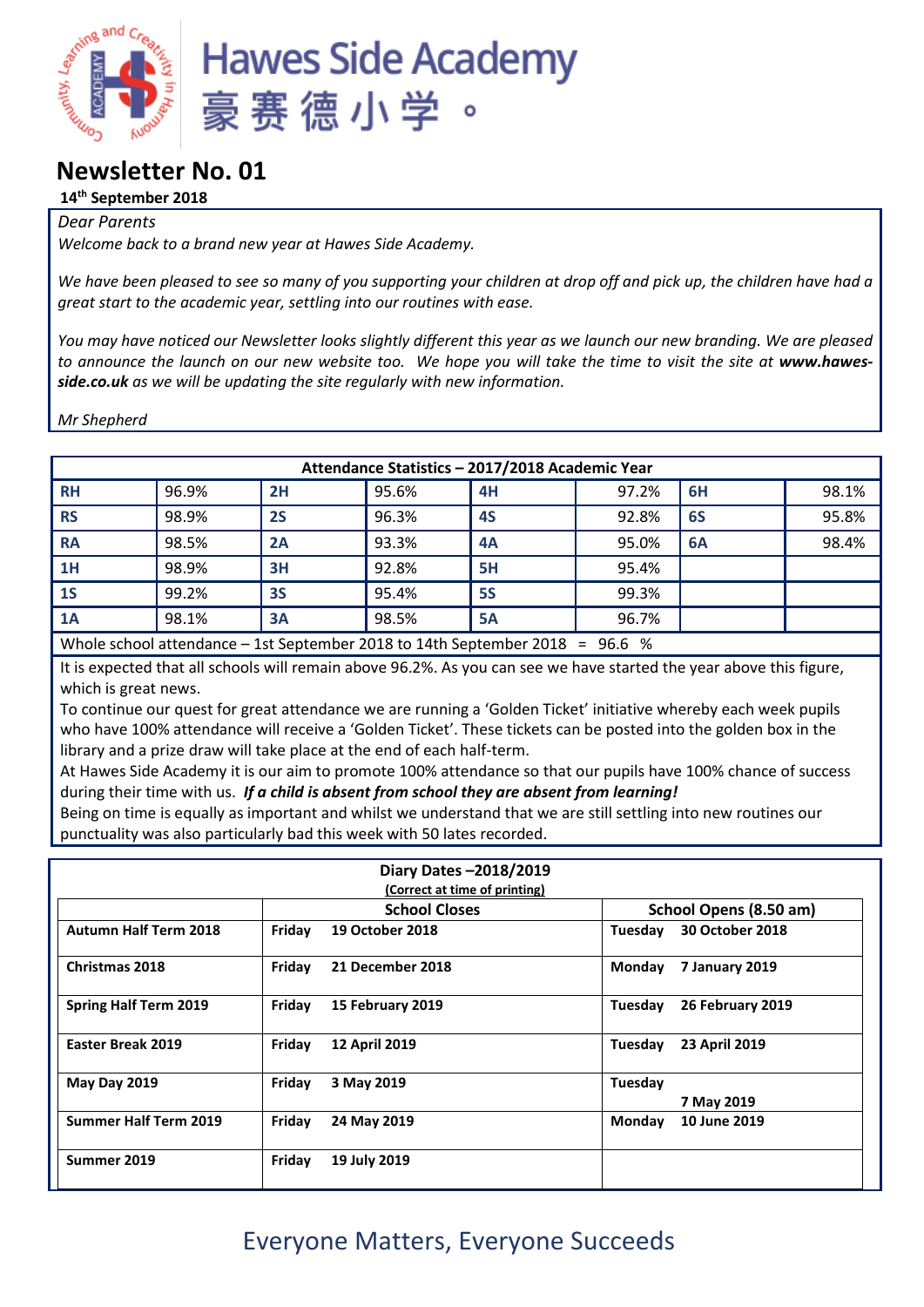# Hawes Side Academy
# 豪赛德小学。

## Newsletter No. 01

**14th September 2018**

*Dear Parents*

*Welcome back to a brand new year at Hawes Side Academy.*

*We have been pleased to see so many of you supporting your children at drop off and pick up, the children have had a great start to the academic year, settling into our routines with ease.*

*You may have noticed our Newsletter looks slightly different this year as we launch our new branding. We are pleased to announce the launch on our new website too. We hope you will take the time to visit the site at* ***www.hawes-side.co.uk*** *as we will be updating the site regularly with new information.*

*Mr Shepherd*

| Attendance Statistics – 2017/2018 Academic Year | | | | | | | |
|---|---|---|---|---|---|---|---|
| **RH** | 96.9% | **2H** | 95.6% | **4H** | 97.2% | **6H** | 98.1% |
| **RS** | 98.9% | **2S** | 96.3% | **4S** | 92.8% | **6S** | 95.8% |
| **RA** | 98.5% | **2A** | 93.3% | **4A** | 95.0% | **6A** | 98.4% |
| **1H** | 98.9% | **3H** | 92.8% | **5H** | 95.4% | | |
| **1S** | 99.2% | **3S** | 95.4% | **5S** | 99.3% | | |
| **1A** | 98.1% | **3A** | 98.5% | **5A** | 96.7% | | |

Whole school attendance – 1st September 2018 to 14th September 2018 = 96.6 %

It is expected that all schools will remain above 96.2%. As you can see we have started the year above this figure, which is great news.

To continue our quest for great attendance we are running a 'Golden Ticket' initiative whereby each week pupils who have 100% attendance will receive a 'Golden Ticket'. These tickets can be posted into the golden box in the library and a prize draw will take place at the end of each half-term.

At Hawes Side Academy it is our aim to promote 100% attendance so that our pupils have 100% chance of success during their time with us. ***If a child is absent from school they are absent from learning!***

Being on time is equally as important and whilst we understand that we are still settling into new routines our punctuality was also particularly bad this week with 50 lates recorded.

**Diary Dates –2018/2019**

**(Correct at time of printing)**

| | School Closes | School Opens (8.50 am) |
|---|---|---|
| **Autumn Half Term 2018** | **Friday 19 October 2018** | **Tuesday 30 October 2018** |
| **Christmas 2018** | **Friday 21 December 2018** | **Monday 7 January 2019** |
| **Spring Half Term 2019** | **Friday 15 February 2019** | **Tuesday 26 February 2019** |
| **Easter Break 2019** | **Friday 12 April 2019** | **Tuesday 23 April 2019** |
| **May Day 2019** | **Friday 3 May 2019** | **Tuesday 7 May 2019** |
| **Summer Half Term 2019** | **Friday 24 May 2019** | **Monday 10 June 2019** |
| **Summer 2019** | **Friday 19 July 2019** | |

Everyone Matters, Everyone Succeeds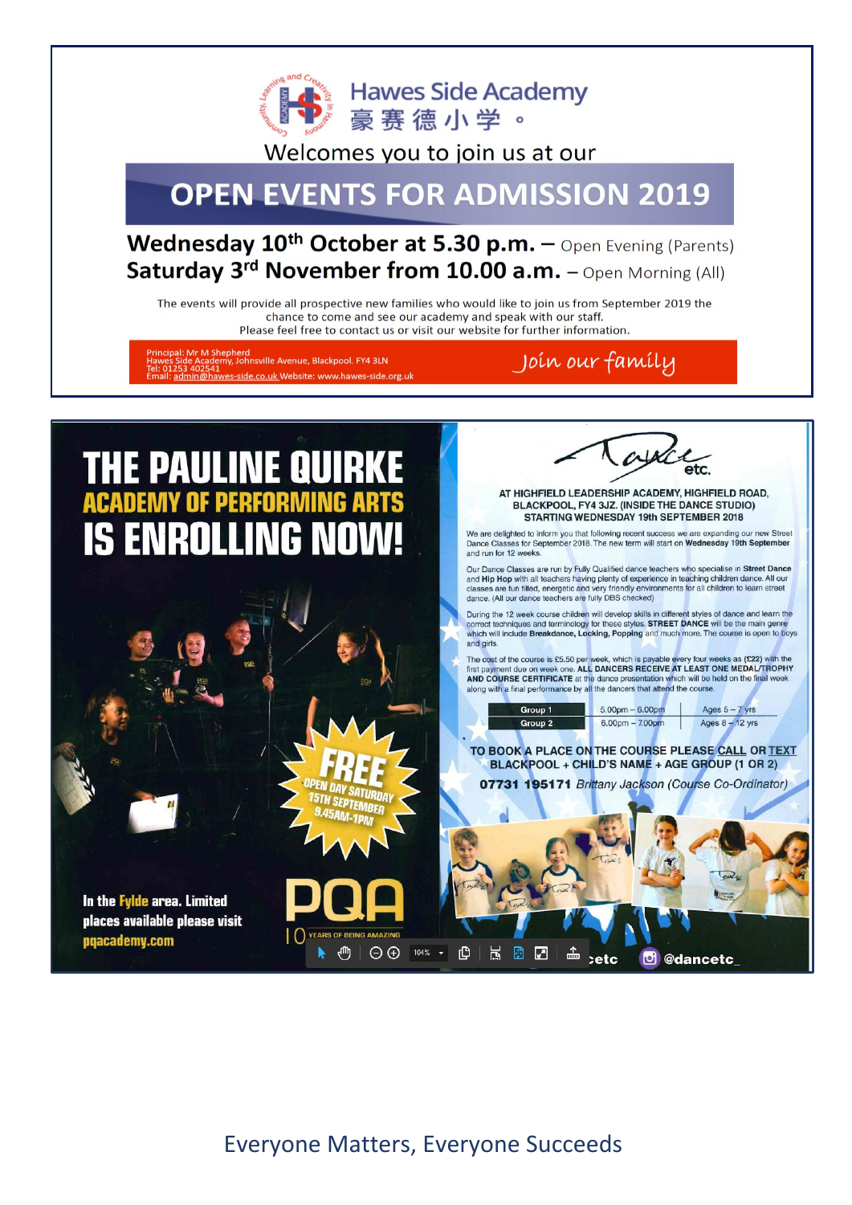# Hawes Side Academy

豪赛德小学。

Welcomes you to join us at our

## OPEN EVENTS FOR ADMISSION 2019

**Wednesday 10th October at 5.30 p.m. –** Open Evening (Parents)
**Saturday 3rd November from 10.00 a.m. –** Open Morning (All)

The events will provide all prospective new families who would like to join us from September 2019 the chance to come and see our academy and speak with our staff.
Please feel free to contact us or visit our website for further information.

Principal: Mr M Shepherd
Hawes Side Academy, Johnsville Avenue, Blackpool. FY4 3LN
Tel: 01253 402541
Email: admin@hawes-side.co.uk Website: www.hawes-side.org.uk

*Join our family*

# THE PAULINE QUIRKE ACADEMY OF PERFORMING ARTS IS ENROLLING NOW!

**FREE** OPEN DAY SATURDAY 15TH SEPTEMBER 9.45AM-1PM

In the Fylde area. Limited places available please visit pqacademy.com

PQA 10 YEARS OF BEING AMAZING

# Dance etc.

**AT HIGHFIELD LEADERSHIP ACADEMY, HIGHFIELD ROAD, BLACKPOOL, FY4 3JZ. (INSIDE THE DANCE STUDIO) STARTING WEDNESDAY 19th SEPTEMBER 2018**

We are delighted to inform you that following recent success we are expanding our new Street Dance Classes for September 2018. The new term will start on **Wednesday 19th September** and run for 12 weeks.

Our Dance Classes are run by Fully Qualified dance teachers who specialise in **Street Dance** and **Hip Hop** with all teachers having plenty of experience in teaching children dance. All our classes are fun filled, energetic and very friendly environments for all children to learn street dance. (All our dance teachers are fully DBS checked)

During the 12 week course children will develop skills in different styles of dance and learn the correct techniques and terminology for these styles. **STREET DANCE** will be the main genre which will include **Breakdance, Locking, Popping** and much more. The course is open to boys and girls.

The cost of the course is £5.50 per week, which is payable every four weeks as (£22) with the first payment due on week one. **ALL DANCERS RECEIVE AT LEAST ONE MEDAL/TROPHY AND COURSE CERTIFICATE** at the dance presentation which will be held on the final week along with a final performance by all the dancers that attend the course.

| | | |
|---|---|---|
| Group 1 | 5.00pm – 6.00pm | Ages 5 – 7 yrs |
| Group 2 | 6.00pm – 7.00pm | Ages 8 – 12 yrs |

**TO BOOK A PLACE ON THE COURSE PLEASE CALL OR TEXT BLACKPOOL + CHILD'S NAME + AGE GROUP (1 OR 2)**

**07731 195171** *Brittany Jackson (Course Co-Ordinator)*

@dancetc_

Everyone Matters, Everyone Succeeds